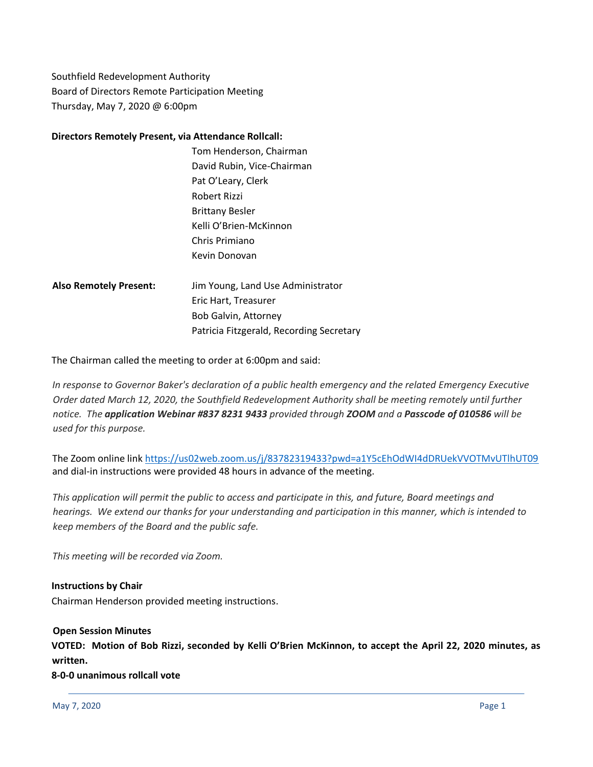Southfield Redevelopment Authority
Board of Directors Remote Participation Meeting
Thursday, May 7, 2020 @ 6:00pm

**Directors Remotely Present, via Attendance Rollcall:**

Tom Henderson, Chairman
David Rubin, Vice-Chairman
Pat O'Leary, Clerk
Robert Rizzi
Brittany Besler
Kelli O'Brien-McKinnon
Chris Primiano
Kevin Donovan

**Also Remotely Present:**

Jim Young, Land Use Administrator
Eric Hart, Treasurer
Bob Galvin, Attorney
Patricia Fitzgerald, Recording Secretary

The Chairman called the meeting to order at 6:00pm and said:

*In response to Governor Baker's declaration of a public health emergency and the related Emergency Executive Order dated March 12, 2020, the Southfield Redevelopment Authority shall be meeting remotely until further notice. The* ***application Webinar #837 8231 9433*** *provided through* ***ZOOM*** *and a* ***Passcode of 010586*** *will be used for this purpose.*

The Zoom online link https://us02web.zoom.us/j/83782319433?pwd=a1Y5cEhOdWI4dDRUekVVOTMvUTlhUT09 and dial-in instructions were provided 48 hours in advance of the meeting.

*This application will permit the public to access and participate in this, and future, Board meetings and hearings. We extend our thanks for your understanding and participation in this manner, which is intended to keep members of the Board and the public safe.*

*This meeting will be recorded via Zoom.*

**Instructions by Chair**

Chairman Henderson provided meeting instructions.

**Open Session Minutes**

**VOTED: Motion of Bob Rizzi, seconded by Kelli O'Brien McKinnon, to accept the April 22, 2020 minutes, as written.**

**8-0-0 unanimous rollcall vote**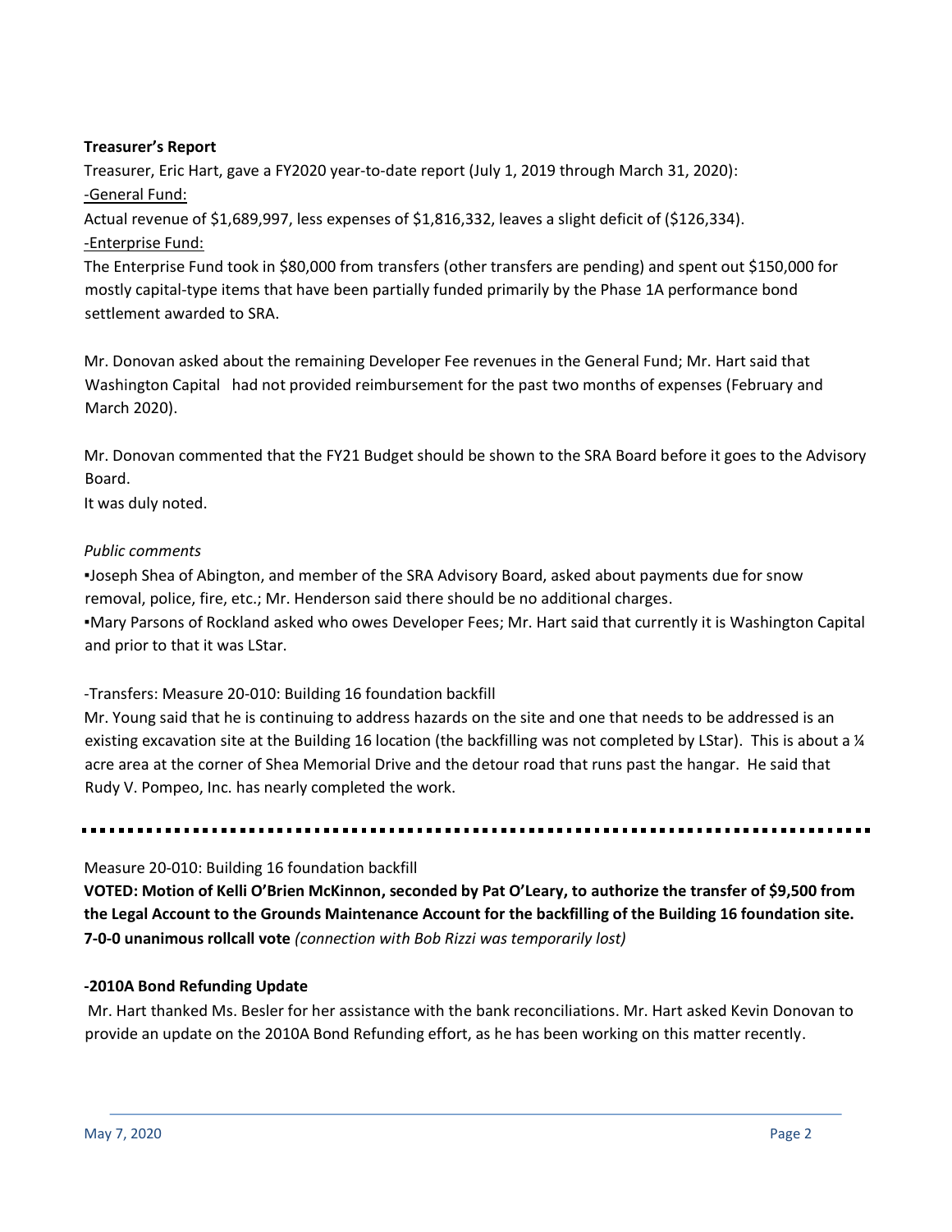**Treasurer's Report**

Treasurer, Eric Hart, gave a FY2020 year-to-date report (July 1, 2019 through March 31, 2020):

-General Fund:

Actual revenue of $1,689,997, less expenses of $1,816,332, leaves a slight deficit of ($126,334).

-Enterprise Fund:

The Enterprise Fund took in $80,000 from transfers (other transfers are pending) and spent out $150,000 for mostly capital-type items that have been partially funded primarily by the Phase 1A performance bond settlement awarded to SRA.

Mr. Donovan asked about the remaining Developer Fee revenues in the General Fund; Mr. Hart said that Washington Capital had not provided reimbursement for the past two months of expenses (February and March 2020).

Mr. Donovan commented that the FY21 Budget should be shown to the SRA Board before it goes to the Advisory Board.

It was duly noted.

*Public comments*

▪Joseph Shea of Abington, and member of the SRA Advisory Board, asked about payments due for snow removal, police, fire, etc.; Mr. Henderson said there should be no additional charges.

▪Mary Parsons of Rockland asked who owes Developer Fees; Mr. Hart said that currently it is Washington Capital and prior to that it was LStar.

-Transfers: Measure 20-010: Building 16 foundation backfill

Mr. Young said that he is continuing to address hazards on the site and one that needs to be addressed is an existing excavation site at the Building 16 location (the backfilling was not completed by LStar). This is about a ¼ acre area at the corner of Shea Memorial Drive and the detour road that runs past the hangar. He said that Rudy V. Pompeo, Inc. has nearly completed the work.

---

Measure 20-010: Building 16 foundation backfill

**VOTED: Motion of Kelli O'Brien McKinnon, seconded by Pat O'Leary, to authorize the transfer of $9,500 from the Legal Account to the Grounds Maintenance Account for the backfilling of the Building 16 foundation site. 7-0-0 unanimous rollcall vote** *(connection with Bob Rizzi was temporarily lost)*

**-2010A Bond Refunding Update**

Mr. Hart thanked Ms. Besler for her assistance with the bank reconciliations. Mr. Hart asked Kevin Donovan to provide an update on the 2010A Bond Refunding effort, as he has been working on this matter recently.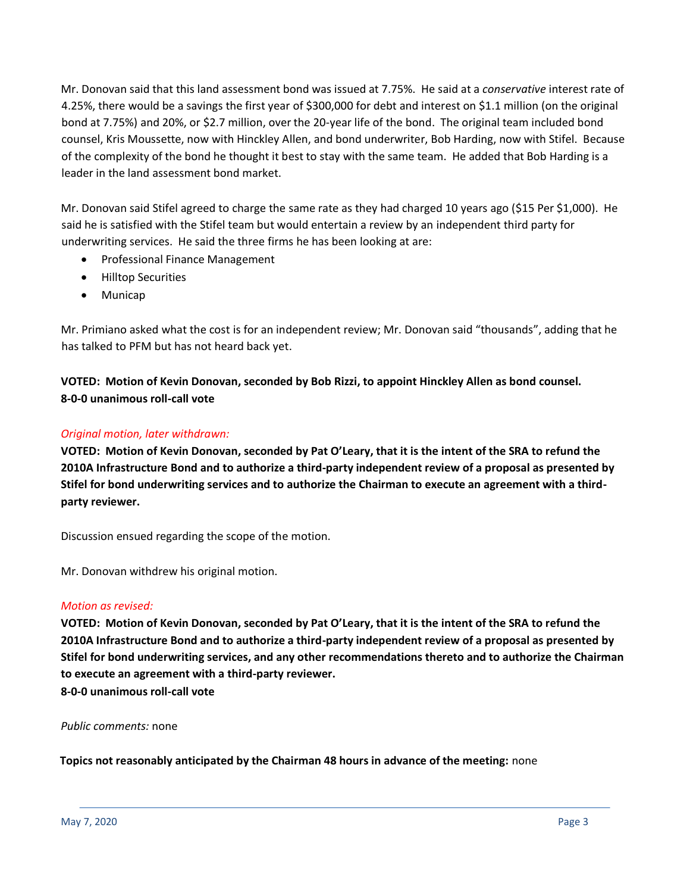Mr. Donovan said that this land assessment bond was issued at 7.75%. He said at a *conservative* interest rate of 4.25%, there would be a savings the first year of $300,000 for debt and interest on $1.1 million (on the original bond at 7.75%) and 20%, or $2.7 million, over the 20-year life of the bond. The original team included bond counsel, Kris Moussette, now with Hinckley Allen, and bond underwriter, Bob Harding, now with Stifel. Because of the complexity of the bond he thought it best to stay with the same team. He added that Bob Harding is a leader in the land assessment bond market.

Mr. Donovan said Stifel agreed to charge the same rate as they had charged 10 years ago ($15 Per $1,000). He said he is satisfied with the Stifel team but would entertain a review by an independent third party for underwriting services. He said the three firms he has been looking at are:

- Professional Finance Management
- Hilltop Securities
- Municap

Mr. Primiano asked what the cost is for an independent review; Mr. Donovan said "thousands", adding that he has talked to PFM but has not heard back yet.

**VOTED: Motion of Kevin Donovan, seconded by Bob Rizzi, to appoint Hinckley Allen as bond counsel.**
**8-0-0 unanimous roll-call vote**

*Original motion, later withdrawn:*

**VOTED: Motion of Kevin Donovan, seconded by Pat O'Leary, that it is the intent of the SRA to refund the 2010A Infrastructure Bond and to authorize a third-party independent review of a proposal as presented by Stifel for bond underwriting services and to authorize the Chairman to execute an agreement with a third-party reviewer.**

Discussion ensued regarding the scope of the motion.

Mr. Donovan withdrew his original motion.

*Motion as revised:*

**VOTED: Motion of Kevin Donovan, seconded by Pat O'Leary, that it is the intent of the SRA to refund the 2010A Infrastructure Bond and to authorize a third-party independent review of a proposal as presented by Stifel for bond underwriting services, and any other recommendations thereto and to authorize the Chairman to execute an agreement with a third-party reviewer.**
**8-0-0 unanimous roll-call vote**

*Public comments:* none

**Topics not reasonably anticipated by the Chairman 48 hours in advance of the meeting:** none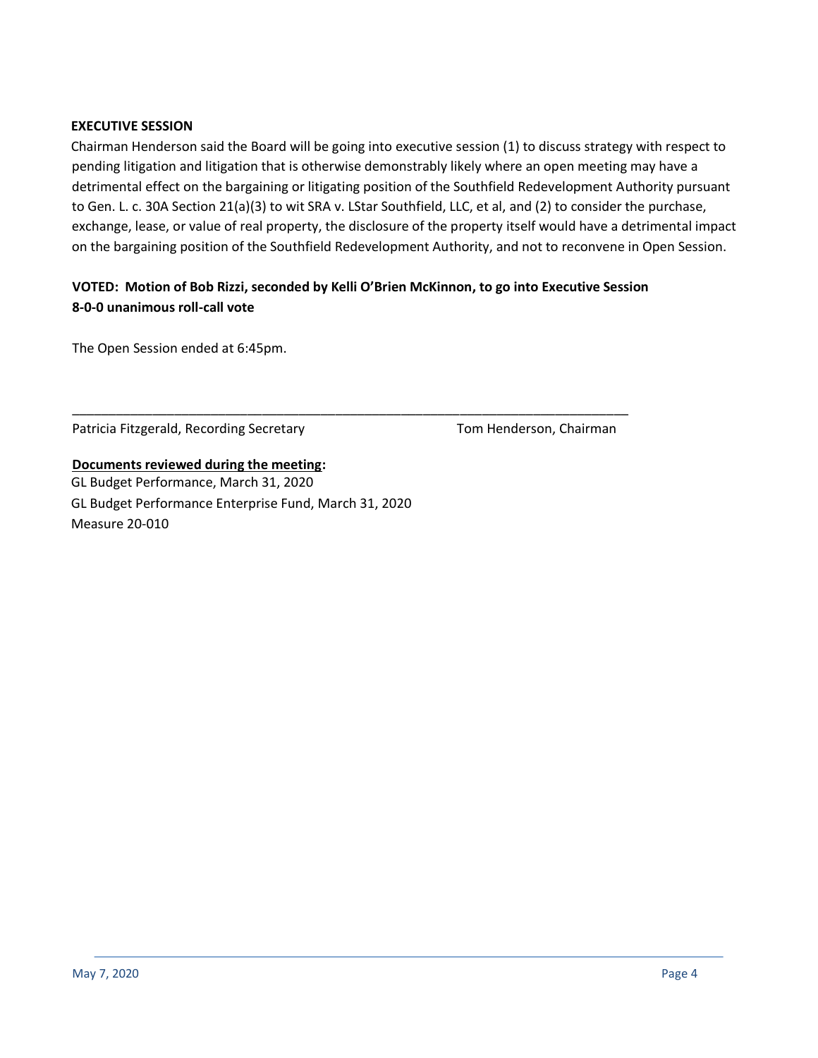**EXECUTIVE SESSION**

Chairman Henderson said the Board will be going into executive session (1) to discuss strategy with respect to pending litigation and litigation that is otherwise demonstrably likely where an open meeting may have a detrimental effect on the bargaining or litigating position of the Southfield Redevelopment Authority pursuant to Gen. L. c. 30A Section 21(a)(3) to wit SRA v. LStar Southfield, LLC, et al, and (2) to consider the purchase, exchange, lease, or value of real property, the disclosure of the property itself would have a detrimental impact on the bargaining position of the Southfield Redevelopment Authority, and not to reconvene in Open Session.

**VOTED: Motion of Bob Rizzi, seconded by Kelli O'Brien McKinnon, to go into Executive Session**
**8-0-0 unanimous roll-call vote**

The Open Session ended at 6:45pm.

\_\_\_\_\_\_\_\_\_\_\_\_\_\_\_\_\_\_\_\_\_\_\_\_\_\_\_\_\_\_\_\_\_\_\_\_\_\_\_\_\_\_\_\_\_\_\_\_\_\_\_\_\_\_\_\_\_\_\_\_\_\_\_\_\_\_\_\_\_\_\_\_

Patricia Fitzgerald, Recording Secretary          Tom Henderson, Chairman

**Documents reviewed during the meeting:**

GL Budget Performance, March 31, 2020

GL Budget Performance Enterprise Fund, March 31, 2020

Measure 20-010